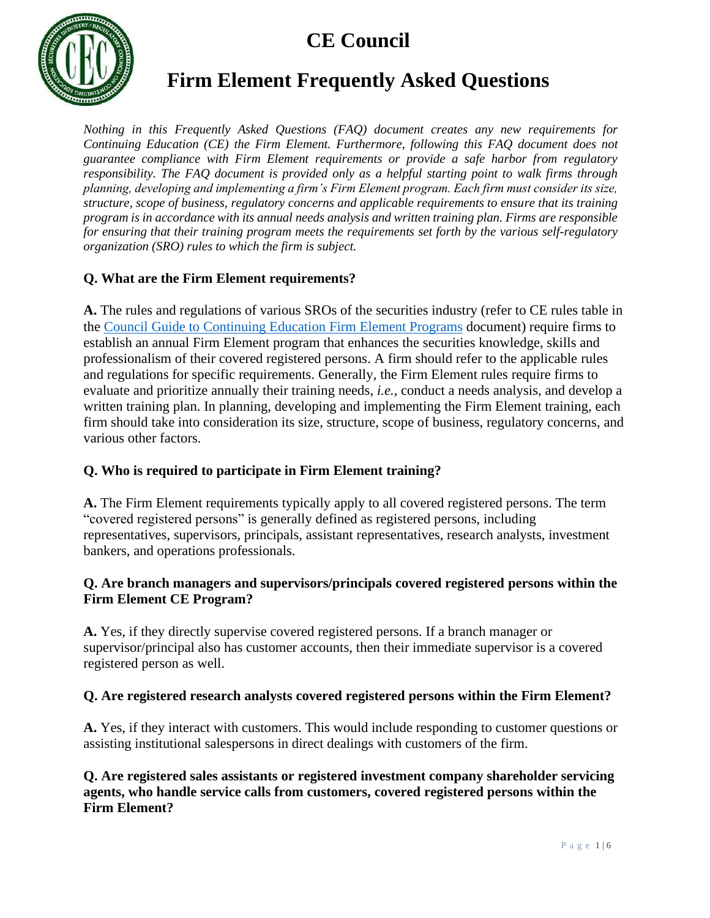# CE Council

# Firm Element Frequently Asked Questions

*Nothing in this Frequently Asked Questions (FAQ) document creates any new requirements for Continuing Education (CE) the Firm Element. Furthermore, following this FAQ document does not guarantee compliance with Firm Element requirements or provide a safe harbor from regulatory responsibility. The FAQ document is provided only as a helpful starting point to walk firms through planning, developing and implementing a firm's Firm Element program. Each firm must consider its size, structure, scope of business, regulatory concerns and applicable requirements to ensure that its training program is in accordance with its annual needs analysis and written training plan. Firms are responsible for ensuring that their training program meets the requirements set forth by the various self-regulatory organization (SRO) rules to which the firm is subject.*

**Q. What are the Firm Element requirements?**

**A.** The rules and regulations of various SROs of the securities industry (refer to CE rules table in the Council Guide to Continuing Education Firm Element Programs document) require firms to establish an annual Firm Element program that enhances the securities knowledge, skills and professionalism of their covered registered persons. A firm should refer to the applicable rules and regulations for specific requirements. Generally, the Firm Element rules require firms to evaluate and prioritize annually their training needs, *i.e.*, conduct a needs analysis, and develop a written training plan. In planning, developing and implementing the Firm Element training, each firm should take into consideration its size, structure, scope of business, regulatory concerns, and various other factors.

**Q. Who is required to participate in Firm Element training?**

**A.** The Firm Element requirements typically apply to all covered registered persons. The term "covered registered persons" is generally defined as registered persons, including representatives, supervisors, principals, assistant representatives, research analysts, investment bankers, and operations professionals.

**Q. Are branch managers and supervisors/principals covered registered persons within the Firm Element CE Program?**

**A.** Yes, if they directly supervise covered registered persons. If a branch manager or supervisor/principal also has customer accounts, then their immediate supervisor is a covered registered person as well.

**Q. Are registered research analysts covered registered persons within the Firm Element?**

**A.** Yes, if they interact with customers. This would include responding to customer questions or assisting institutional salespersons in direct dealings with customers of the firm.

**Q. Are registered sales assistants or registered investment company shareholder servicing agents, who handle service calls from customers, covered registered persons within the Firm Element?**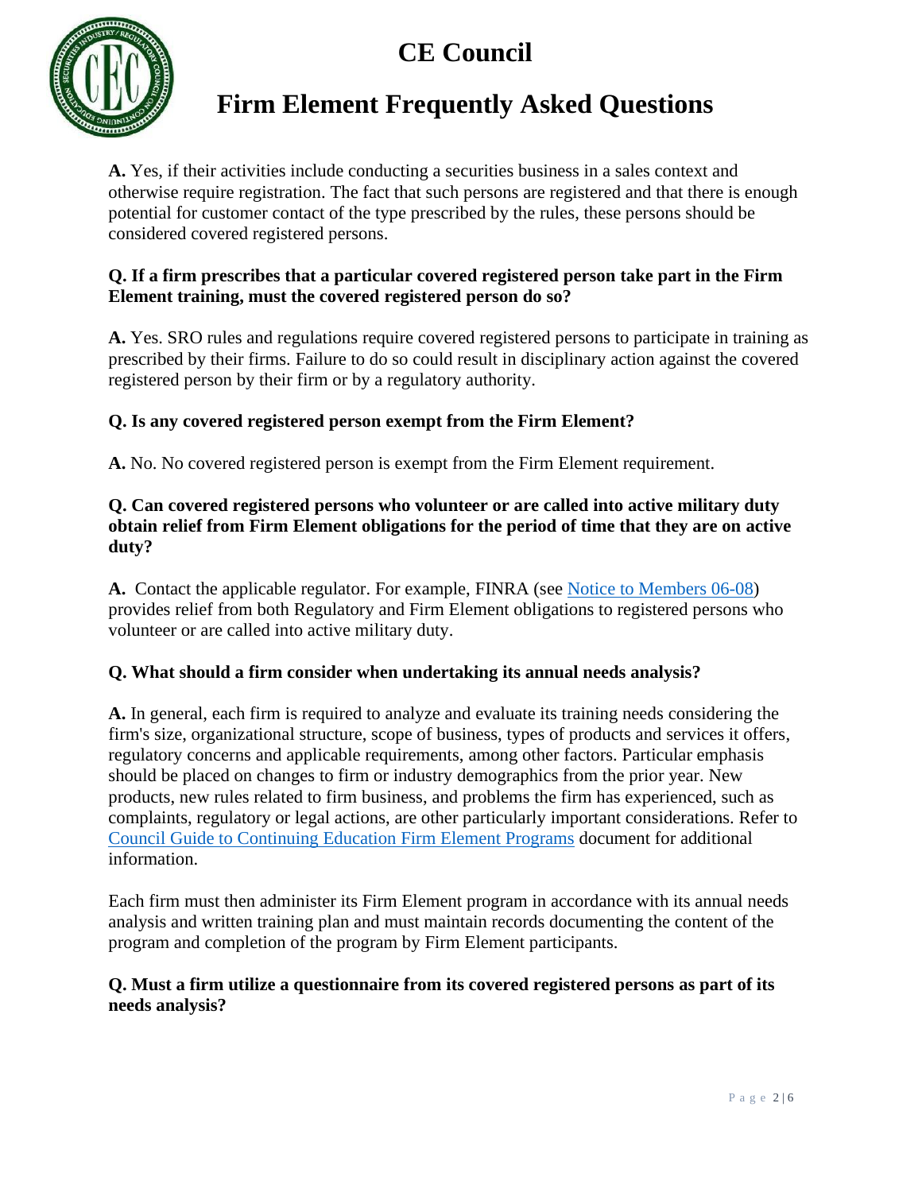**A.** Yes, if their activities include conducting a securities business in a sales context and otherwise require registration. The fact that such persons are registered and that there is enough potential for customer contact of the type prescribed by the rules, these persons should be considered covered registered persons.

**Q. If a firm prescribes that a particular covered registered person take part in the Firm Element training, must the covered registered person do so?**

**A.** Yes. SRO rules and regulations require covered registered persons to participate in training as prescribed by their firms. Failure to do so could result in disciplinary action against the covered registered person by their firm or by a regulatory authority.

**Q. Is any covered registered person exempt from the Firm Element?**

**A.** No. No covered registered person is exempt from the Firm Element requirement.

**Q. Can covered registered persons who volunteer or are called into active military duty obtain relief from Firm Element obligations for the period of time that they are on active duty?**

**A.** Contact the applicable regulator. For example, FINRA (see Notice to Members 06-08) provides relief from both Regulatory and Firm Element obligations to registered persons who volunteer or are called into active military duty.

**Q. What should a firm consider when undertaking its annual needs analysis?**

**A.** In general, each firm is required to analyze and evaluate its training needs considering the firm's size, organizational structure, scope of business, types of products and services it offers, regulatory concerns and applicable requirements, among other factors. Particular emphasis should be placed on changes to firm or industry demographics from the prior year. New products, new rules related to firm business, and problems the firm has experienced, such as complaints, regulatory or legal actions, are other particularly important considerations. Refer to Council Guide to Continuing Education Firm Element Programs document for additional information.

Each firm must then administer its Firm Element program in accordance with its annual needs analysis and written training plan and must maintain records documenting the content of the program and completion of the program by Firm Element participants.

**Q. Must a firm utilize a questionnaire from its covered registered persons as part of its needs analysis?**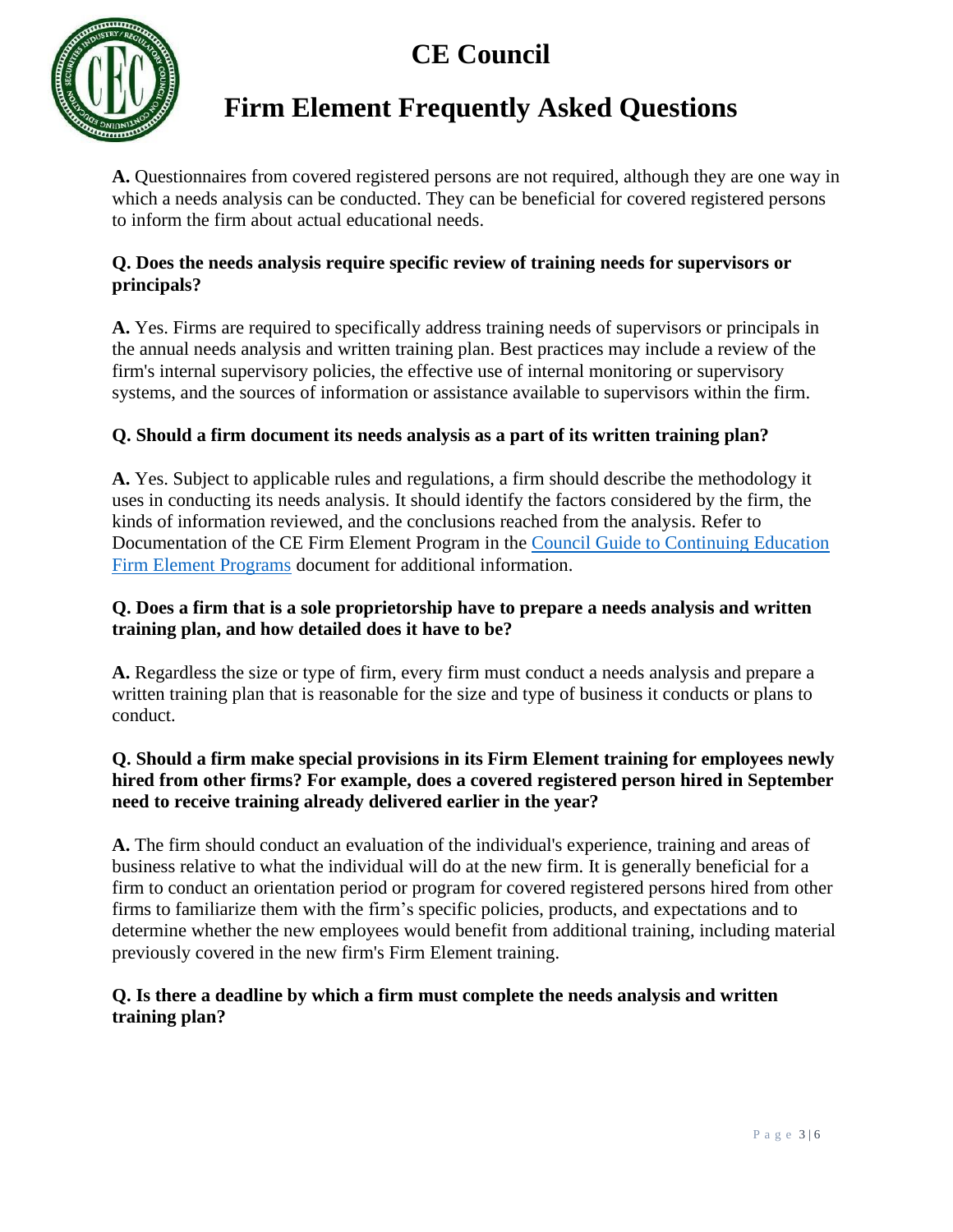**A.** Questionnaires from covered registered persons are not required, although they are one way in which a needs analysis can be conducted. They can be beneficial for covered registered persons to inform the firm about actual educational needs.

**Q. Does the needs analysis require specific review of training needs for supervisors or principals?**

**A.** Yes. Firms are required to specifically address training needs of supervisors or principals in the annual needs analysis and written training plan. Best practices may include a review of the firm's internal supervisory policies, the effective use of internal monitoring or supervisory systems, and the sources of information or assistance available to supervisors within the firm.

**Q. Should a firm document its needs analysis as a part of its written training plan?**

**A.** Yes. Subject to applicable rules and regulations, a firm should describe the methodology it uses in conducting its needs analysis. It should identify the factors considered by the firm, the kinds of information reviewed, and the conclusions reached from the analysis. Refer to Documentation of the CE Firm Element Program in the Council Guide to Continuing Education Firm Element Programs document for additional information.

**Q. Does a firm that is a sole proprietorship have to prepare a needs analysis and written training plan, and how detailed does it have to be?**

**A.** Regardless the size or type of firm, every firm must conduct a needs analysis and prepare a written training plan that is reasonable for the size and type of business it conducts or plans to conduct.

**Q. Should a firm make special provisions in its Firm Element training for employees newly hired from other firms? For example, does a covered registered person hired in September need to receive training already delivered earlier in the year?**

**A.** The firm should conduct an evaluation of the individual's experience, training and areas of business relative to what the individual will do at the new firm. It is generally beneficial for a firm to conduct an orientation period or program for covered registered persons hired from other firms to familiarize them with the firm's specific policies, products, and expectations and to determine whether the new employees would benefit from additional training, including material previously covered in the new firm's Firm Element training.

**Q. Is there a deadline by which a firm must complete the needs analysis and written training plan?**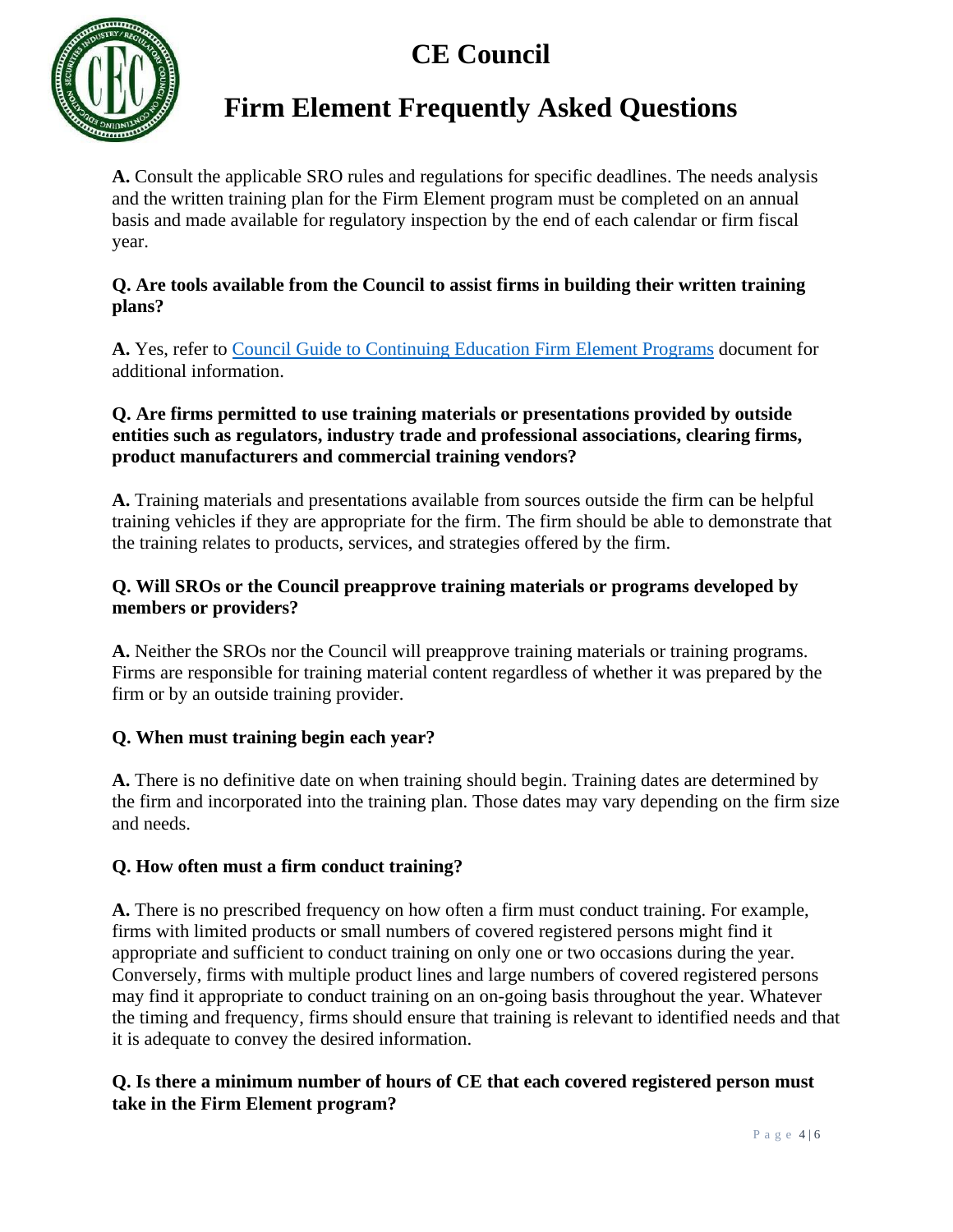**A.** Consult the applicable SRO rules and regulations for specific deadlines. The needs analysis and the written training plan for the Firm Element program must be completed on an annual basis and made available for regulatory inspection by the end of each calendar or firm fiscal year.

**Q. Are tools available from the Council to assist firms in building their written training plans?**

**A.** Yes, refer to Council Guide to Continuing Education Firm Element Programs document for additional information.

**Q. Are firms permitted to use training materials or presentations provided by outside entities such as regulators, industry trade and professional associations, clearing firms, product manufacturers and commercial training vendors?**

**A.** Training materials and presentations available from sources outside the firm can be helpful training vehicles if they are appropriate for the firm. The firm should be able to demonstrate that the training relates to products, services, and strategies offered by the firm.

**Q. Will SROs or the Council preapprove training materials or programs developed by members or providers?**

**A.** Neither the SROs nor the Council will preapprove training materials or training programs. Firms are responsible for training material content regardless of whether it was prepared by the firm or by an outside training provider.

**Q. When must training begin each year?**

**A.** There is no definitive date on when training should begin. Training dates are determined by the firm and incorporated into the training plan. Those dates may vary depending on the firm size and needs.

**Q. How often must a firm conduct training?**

**A.** There is no prescribed frequency on how often a firm must conduct training. For example, firms with limited products or small numbers of covered registered persons might find it appropriate and sufficient to conduct training on only one or two occasions during the year. Conversely, firms with multiple product lines and large numbers of covered registered persons may find it appropriate to conduct training on an on-going basis throughout the year. Whatever the timing and frequency, firms should ensure that training is relevant to identified needs and that it is adequate to convey the desired information.

**Q. Is there a minimum number of hours of CE that each covered registered person must take in the Firm Element program?**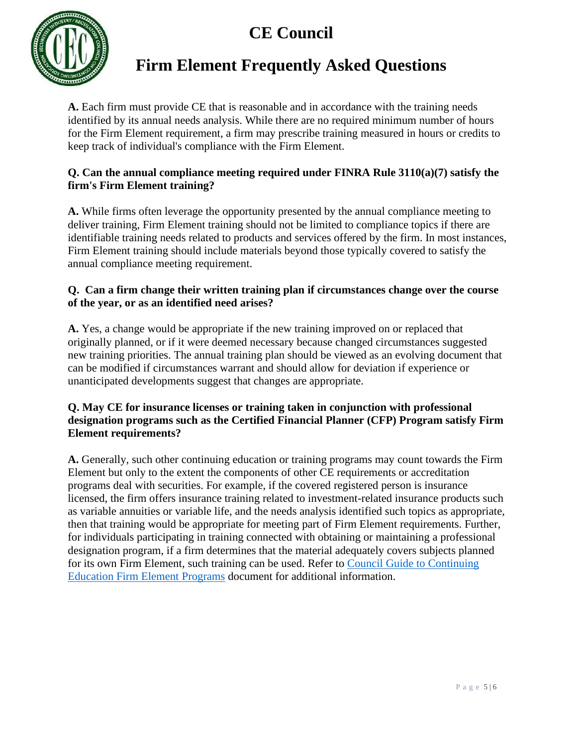**A.** Each firm must provide CE that is reasonable and in accordance with the training needs identified by its annual needs analysis. While there are no required minimum number of hours for the Firm Element requirement, a firm may prescribe training measured in hours or credits to keep track of individual's compliance with the Firm Element.

**Q. Can the annual compliance meeting required under FINRA Rule 3110(a)(7) satisfy the firm's Firm Element training?**

**A.** While firms often leverage the opportunity presented by the annual compliance meeting to deliver training, Firm Element training should not be limited to compliance topics if there are identifiable training needs related to products and services offered by the firm. In most instances, Firm Element training should include materials beyond those typically covered to satisfy the annual compliance meeting requirement.

**Q. Can a firm change their written training plan if circumstances change over the course of the year, or as an identified need arises?**

**A.** Yes, a change would be appropriate if the new training improved on or replaced that originally planned, or if it were deemed necessary because changed circumstances suggested new training priorities. The annual training plan should be viewed as an evolving document that can be modified if circumstances warrant and should allow for deviation if experience or unanticipated developments suggest that changes are appropriate.

**Q. May CE for insurance licenses or training taken in conjunction with professional designation programs such as the Certified Financial Planner (CFP) Program satisfy Firm Element requirements?**

**A.** Generally, such other continuing education or training programs may count towards the Firm Element but only to the extent the components of other CE requirements or accreditation programs deal with securities. For example, if the covered registered person is insurance licensed, the firm offers insurance training related to investment-related insurance products such as variable annuities or variable life, and the needs analysis identified such topics as appropriate, then that training would be appropriate for meeting part of Firm Element requirements. Further, for individuals participating in training connected with obtaining or maintaining a professional designation program, if a firm determines that the material adequately covers subjects planned for its own Firm Element, such training can be used. Refer to Council Guide to Continuing Education Firm Element Programs document for additional information.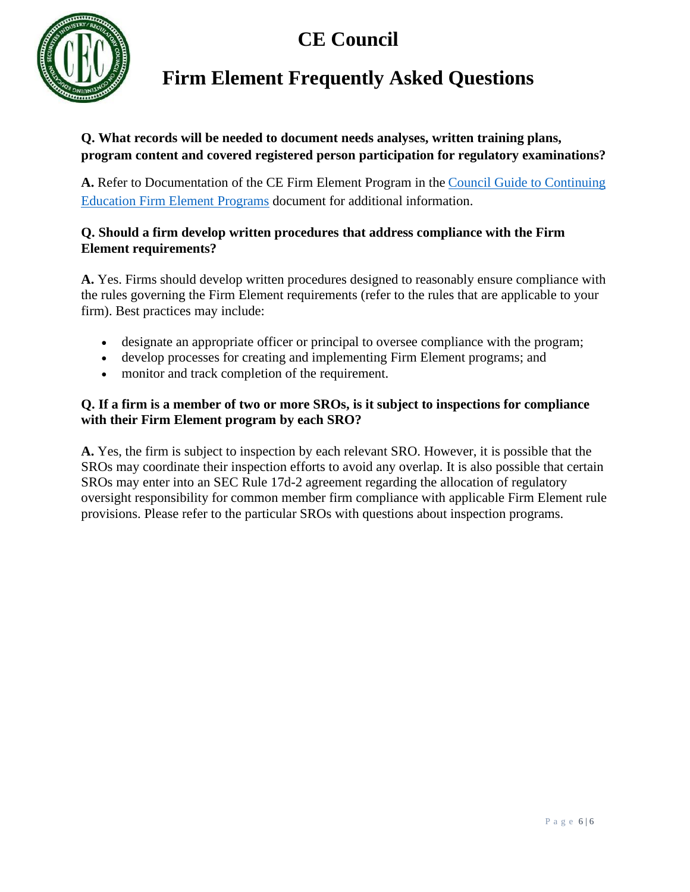# CE Council

# Firm Element Frequently Asked Questions

**Q. What records will be needed to document needs analyses, written training plans, program content and covered registered person participation for regulatory examinations?**

**A.** Refer to Documentation of the CE Firm Element Program in the Council Guide to Continuing Education Firm Element Programs document for additional information.

**Q. Should a firm develop written procedures that address compliance with the Firm Element requirements?**

**A.** Yes. Firms should develop written procedures designed to reasonably ensure compliance with the rules governing the Firm Element requirements (refer to the rules that are applicable to your firm). Best practices may include:

- designate an appropriate officer or principal to oversee compliance with the program;
- develop processes for creating and implementing Firm Element programs; and
- monitor and track completion of the requirement.

**Q. If a firm is a member of two or more SROs, is it subject to inspections for compliance with their Firm Element program by each SRO?**

**A.** Yes, the firm is subject to inspection by each relevant SRO. However, it is possible that the SROs may coordinate their inspection efforts to avoid any overlap. It is also possible that certain SROs may enter into an SEC Rule 17d-2 agreement regarding the allocation of regulatory oversight responsibility for common member firm compliance with applicable Firm Element rule provisions. Please refer to the particular SROs with questions about inspection programs.